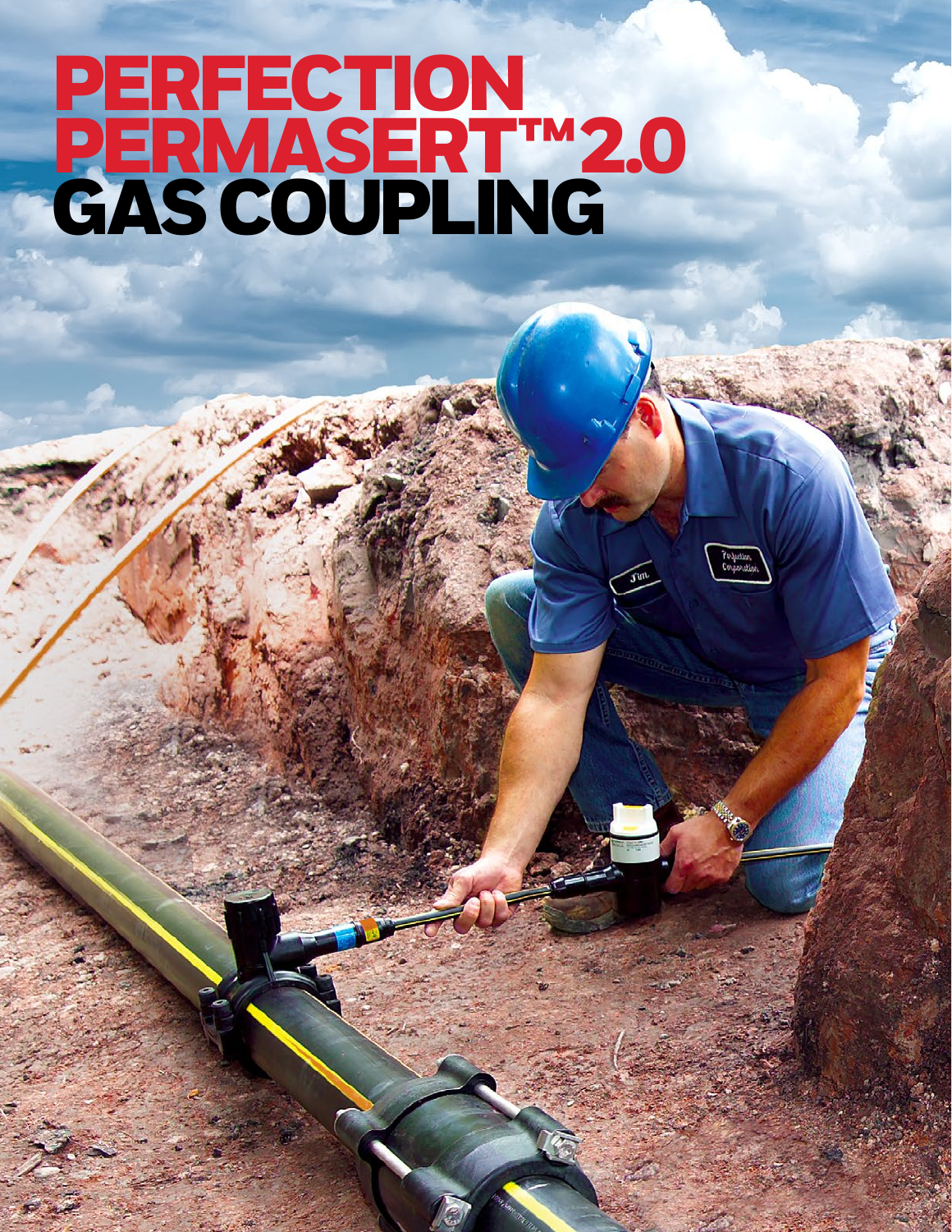# PERFECTION PERMASERT™ 2.0 GAS COUPLING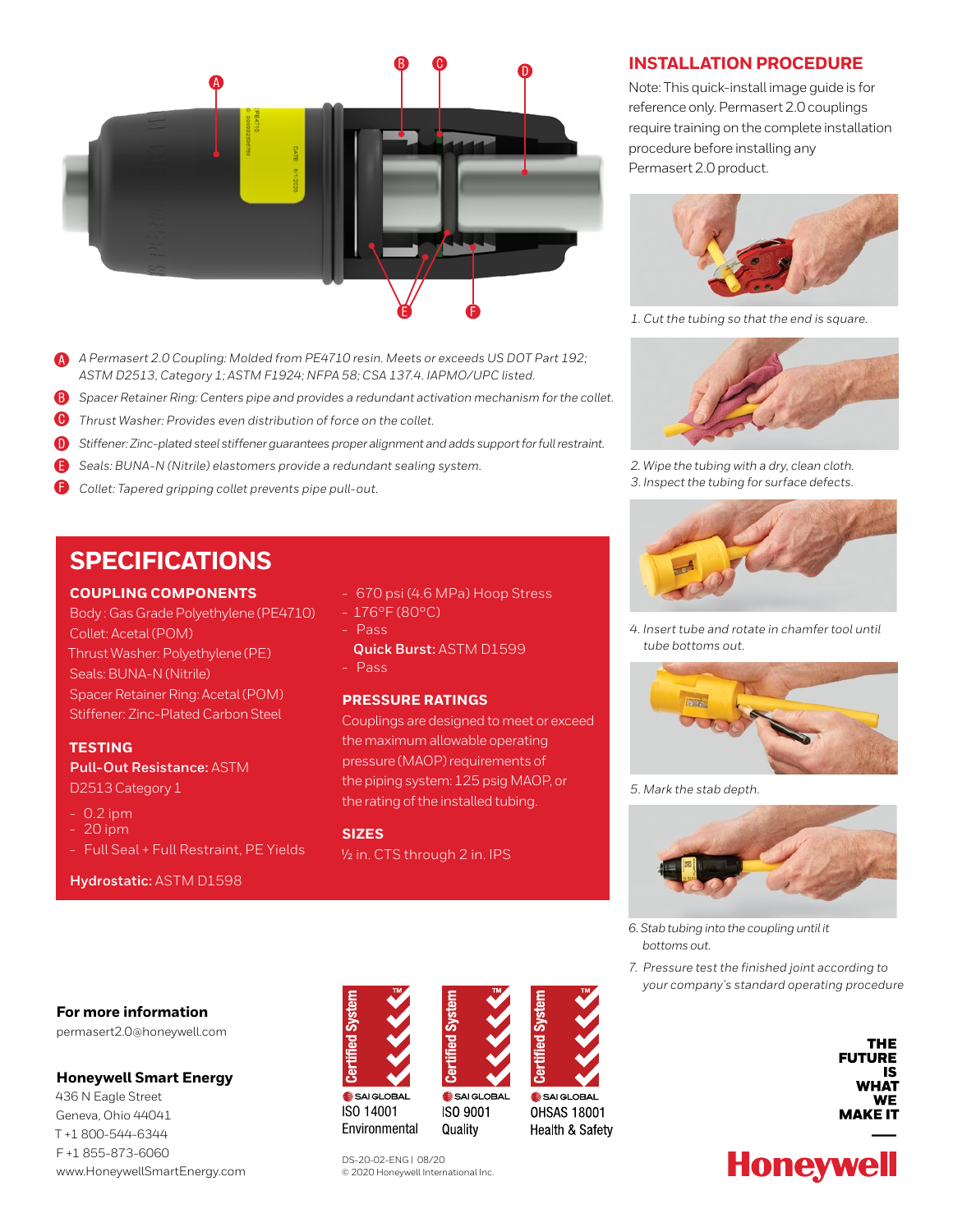- **A** A Permasert 2.0 Coupling: Molded from PE4710 resin. Meets or exceeds US DOT Part 192; ASTM D2513, Category 1; ASTM F1924; NFPA 58; CSA 137.4. IAPMO/UPC listed.
- **B** Spacer Retainer Ring: Centers pipe and provides a redundant activation mechanism for the collet.
- **C** Thrust Washer: Provides even distribution of force on the collet.
- **D** Stiffener: Zinc-plated steel stiffener guarantees proper alignment and adds support for full restraint.
- **E** Seals: BUNA-N (Nitrile) elastomers provide a redundant sealing system.
- **F** Collet: Tapered gripping collet prevents pipe pull-out.

## SPECIFICATIONS

### COUPLING COMPONENTS

Body : Gas Grade Polyethylene (PE4710)
Collet: Acetal (POM)
Thrust Washer: Polyethylene (PE)
Seals: BUNA-N (Nitrile)
Spacer Retainer Ring: Acetal (POM)
Stiffener: Zinc-Plated Carbon Steel

### TESTING

**Pull-Out Resistance:** ASTM D2513 Category 1

- 0.2 ipm
- 20 ipm
- Full Seal + Full Restraint, PE Yields

**Hydrostatic:** ASTM D1598

- 670 psi (4.6 MPa) Hoop Stress
- 176°F (80°C)
- Pass

**Quick Burst:** ASTM D1599

- Pass

### PRESSURE RATINGS

Couplings are designed to meet or exceed the maximum allowable operating pressure (MAOP) requirements of the piping system: 125 psig MAOP, or the rating of the installed tubing.

### SIZES

½ in. CTS through 2 in. IPS

## INSTALLATION PROCEDURE

Note: This quick-install image guide is for reference only. Permasert 2.0 couplings require training on the complete installation procedure before installing any Permasert 2.0 product.

1. Cut the tubing so that the end is square.
2. Wipe the tubing with a dry, clean cloth.
3. Inspect the tubing for surface defects.
4. Insert tube and rotate in chamfer tool until tube bottoms out.
5. Mark the stab depth.
6. Stab tubing into the coupling until it bottoms out.
7. Pressure test the finished joint according to your company's standard operating procedure

**For more information**
permasert2.0@honeywell.com

**Honeywell Smart Energy**
436 N Eagle Street
Geneva, Ohio 44041
T +1 800-544-6344
F +1 855-873-6060
www.HoneywellSmartEnergy.com

Certified System — SAI GLOBAL — ISO 14001 Environmental
Certified System — SAI GLOBAL — ISO 9001 Quality
Certified System — SAI GLOBAL — OHSAS 18001 Health & Safety

DS-20-02-ENG | 08/20
© 2020 Honeywell International Inc.

THE FUTURE IS WHAT WE MAKE IT

Honeywell